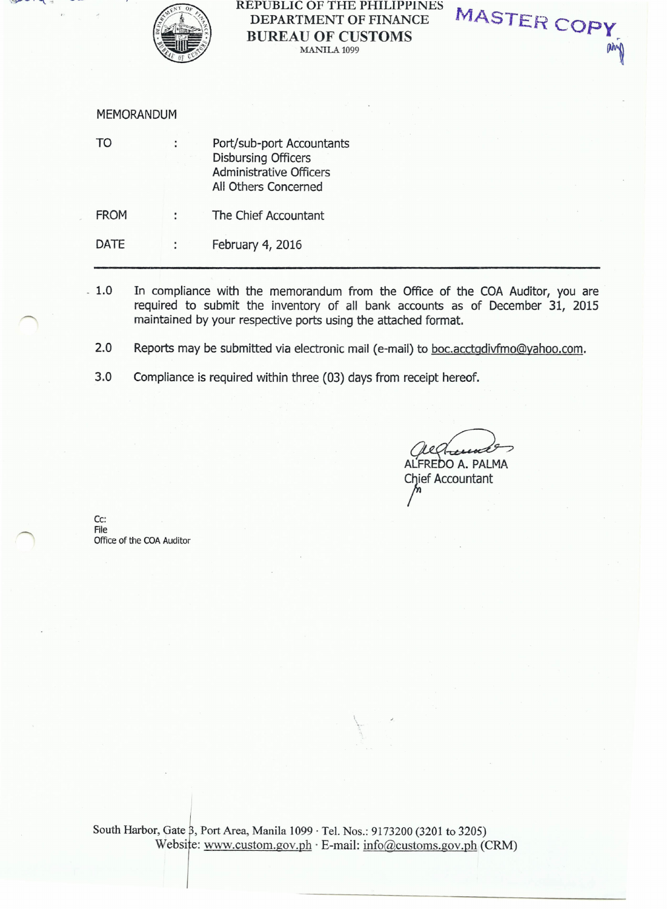REPUBLIC OF THE PHILIPPINES
DEPARTMENT OF FINANCE
**BUREAU OF CUSTOMS**
MANILA 1099

MASTER COPY

MEMORANDUM

| | | |
|---|---|---|
| TO | : | Port/sub-port Accountants<br>Disbursing Officers<br>Administrative Officers<br>All Others Concerned |
| FROM | : | The Chief Accountant |
| DATE | : | February 4, 2016 |

---

1.0 In compliance with the memorandum from the Office of the COA Auditor, you are required to submit the inventory of all bank accounts as of December 31, 2015 maintained by your respective ports using the attached format.

2.0 Reports may be submitted via electronic mail (e-mail) to boc.acctgdivfmo@yahoo.com.

3.0 Compliance is required within three (03) days from receipt hereof.

ALFREDO A. PALMA
Chief Accountant

Cc:
File
Office of the COA Auditor

South Harbor, Gate 3, Port Area, Manila 1099 · Tel. Nos.: 9173200 (3201 to 3205)
Website: www.custom.gov.ph · E-mail: info@customs.gov.ph (CRM)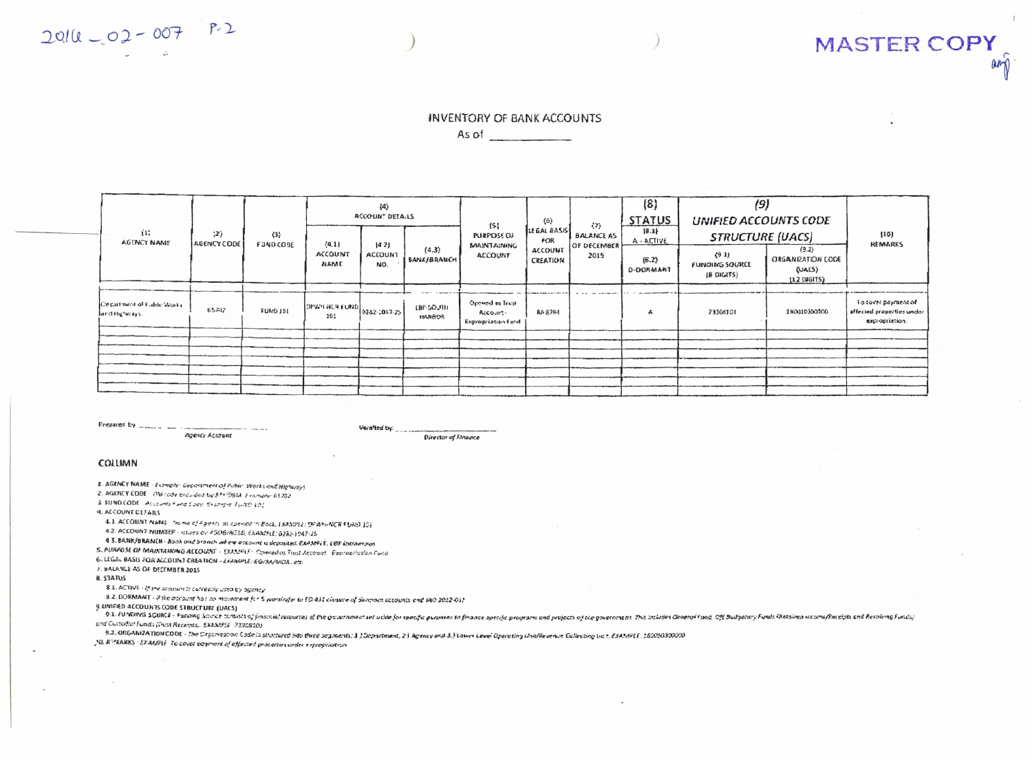2016 - 02 - 007 P-2

**MASTER COPY**

## INVENTORY OF BANK ACCOUNTS

As of ____________

| (1) AGENCY NAME | (2) AGENCY CODE | (3) FUND CODE | (4) ACCOUNT DETAILS | | | (5) PURPOSE OF MAINTAINING ACCOUNT | (6) LEGAL BASIS FOR ACCOUNT CREATION | (7) BALANCE AS OF DECEMBER 2015 | (8) STATUS | (9) UNIFIED ACCOUNTS CODE STRUCTURE (UACS) | | (10) REMARKS |
|---|---|---|---|---|---|---|---|---|---|---|---|---|
| | | | (4.1) ACCOUNT NAME | (4.2) ACCOUNT NO. | (4.3) BANK/BRANCH | | | | (8.1) A - ACTIVE (8.2) D-DORMANT | (9.1) FUNDING SOURCE (8 DIGITS) | (9.2) ORGANIZATION CODE (UACS) (12 DIGITS) | |
| Department of Public Works and Highways | 65202 | FUND 101 | DPWH NCR FUND 101 | 0282-1047-25 | LBP SOUTH HARBOR | Opened as Trust Account - Expropriation Fund | RA 8794 | | A | 73308101 | 180010300000 | To cover payment of affected properties under expropriation. |
| | | | | | | | | | | | | |
| | | | | | | | | | | | | |
| | | | | | | | | | | | | |
| | | | | | | | | | | | | |
| | | | | | | | | | | | | |

Prepared by ______________________ 
Agency Account

Verified by: ______________________
Director of Finance

### COLUMN

1. AGENCY NAME - Example: Department of Public Works and Highways
2. AGENCY CODE - (the code provided by BTr/DBM. Example: 65202)
3. FUND CODE - Accounts Fund Code. Example: FUND 101
4. ACCOUNT DETAILS
   - 4.1. ACCOUNT NAME - Name of Agency as opened in Bank. EXAMPLE: DPWH-NCR FUND 101
   - 4.2. ACCOUNT NUMBER - issued by AGDB/AGSB. EXAMPLE: 0282-1047-25
   - 4.3. BANK/BRANCH - Bank and branch where account is deposited. EXAMPLE: LBP Intramuros
5. PURPOSE OF MAINTAINING ACCOUNT - EXAMPLE: Opened as Trust Account - Expropriation Fund
6. LEGAL BASIS FOR ACCOUNT CREATION - EXAMPLE: EO/RA/MOA.. etc.
7. BALANCE AS OF DECEMBER 2015
8. STATUS
   - 8.1. ACTIVE - If the account is currently used by agency
   - 8.2. DORMANT - If the account has no movement for 5 years(refer to EO 431 closure of dormant accounts and JAO 2012-01)
9. UNIFIED ACCOUNTS CODE STRUCTURE (UACS)
   - 9.1. FUNDING SOURCE - Funding Source consists of financial resources of the government set aside for specific purposes to finance specific programs and projects of the government. This includes General Fund, Off Budgetary Funds (Retained Income/Receipts and Revolving Funds; and Custodial Funds (Trust Receipts. EXAMPLE: 73308101)
   - 9.2. ORGANIZATION CODE - The Organization Code is structured into three segments: 1.) Department, 2.) Agency and 3.) Lower Level Operating Unit/Revenue Collecting Unit. EXAMPLE: 180010300000
10. REMARKS - EXAMPLE: To cover payment of affected properties under expropriation